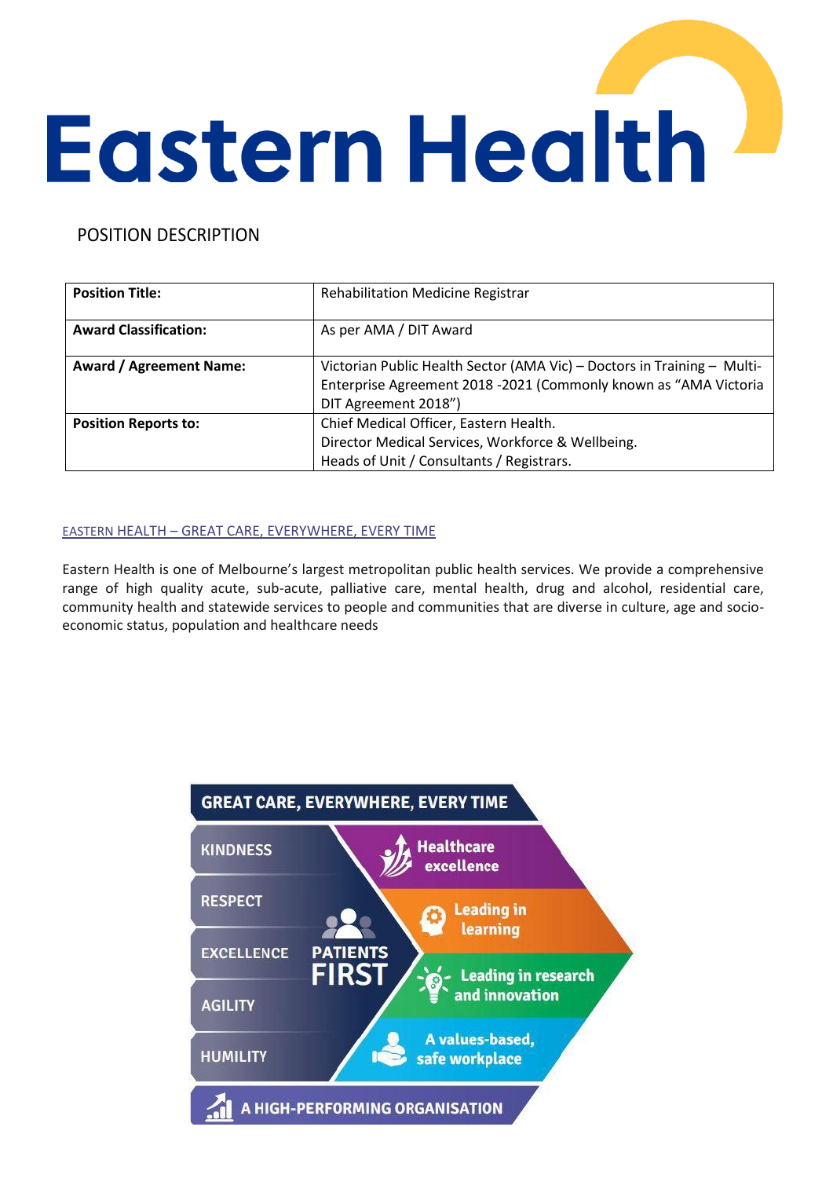# Eastern Health

POSITION DESCRIPTION

| **Position Title:** | Rehabilitation Medicine Registrar |
|---|---|
| **Award Classification:** | As per AMA / DIT Award |
| **Award / Agreement Name:** | Victorian Public Health Sector (AMA Vic) – Doctors in Training – Multi-Enterprise Agreement 2018 -2021 (Commonly known as "AMA Victoria DIT Agreement 2018") |
| **Position Reports to:** | Chief Medical Officer, Eastern Health.<br>Director Medical Services, Workforce & Wellbeing.<br>Heads of Unit / Consultants / Registrars. |

## EASTERN HEALTH – GREAT CARE, EVERYWHERE, EVERY TIME

Eastern Health is one of Melbourne's largest metropolitan public health services. We provide a comprehensive range of high quality acute, sub-acute, palliative care, mental health, drug and alcohol, residential care, community health and statewide services to people and communities that are diverse in culture, age and socio-economic status, population and healthcare needs

GREAT CARE, EVERYWHERE, EVERY TIME

- KINDNESS
- RESPECT
- EXCELLENCE
- AGILITY
- HUMILITY

PATIENTS FIRST

- Healthcare excellence
- Leading in learning
- Leading in research and innovation
- A values-based, safe workplace

A HIGH-PERFORMING ORGANISATION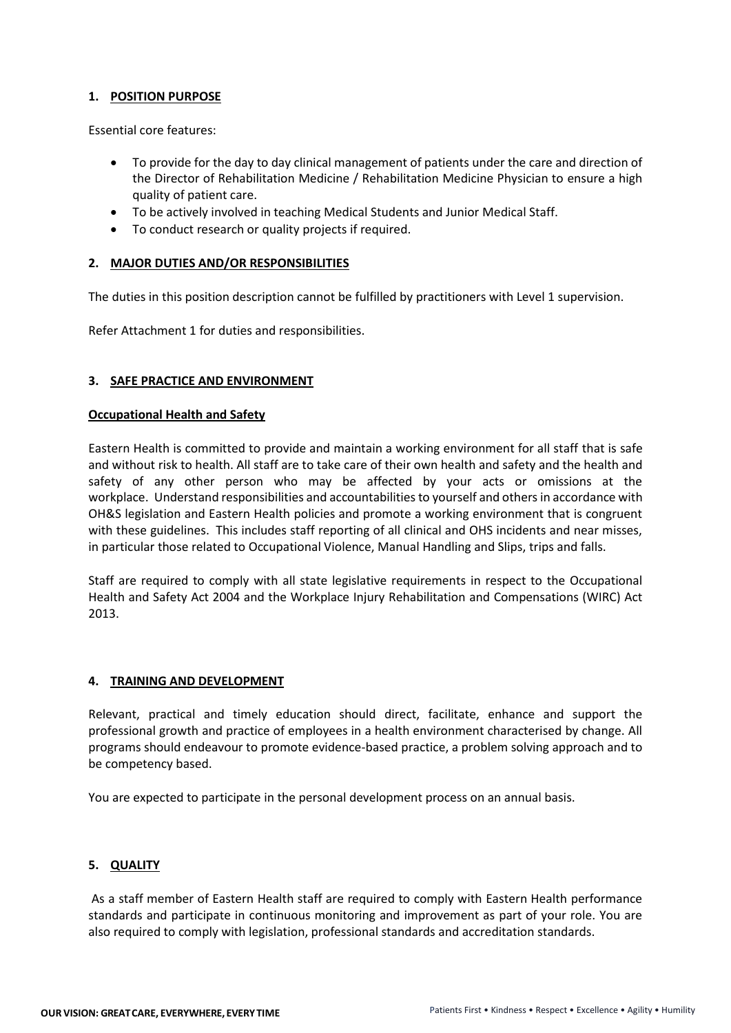## 1. POSITION PURPOSE

Essential core features:

- To provide for the day to day clinical management of patients under the care and direction of the Director of Rehabilitation Medicine / Rehabilitation Medicine Physician to ensure a high quality of patient care.
- To be actively involved in teaching Medical Students and Junior Medical Staff.
- To conduct research or quality projects if required.

## 2. MAJOR DUTIES AND/OR RESPONSIBILITIES

The duties in this position description cannot be fulfilled by practitioners with Level 1 supervision.

Refer Attachment 1 for duties and responsibilities.

## 3. SAFE PRACTICE AND ENVIRONMENT

### Occupational Health and Safety

Eastern Health is committed to provide and maintain a working environment for all staff that is safe and without risk to health. All staff are to take care of their own health and safety and the health and safety of any other person who may be affected by your acts or omissions at the workplace. Understand responsibilities and accountabilities to yourself and others in accordance with OH&S legislation and Eastern Health policies and promote a working environment that is congruent with these guidelines. This includes staff reporting of all clinical and OHS incidents and near misses, in particular those related to Occupational Violence, Manual Handling and Slips, trips and falls.

Staff are required to comply with all state legislative requirements in respect to the Occupational Health and Safety Act 2004 and the Workplace Injury Rehabilitation and Compensations (WIRC) Act 2013.

## 4. TRAINING AND DEVELOPMENT

Relevant, practical and timely education should direct, facilitate, enhance and support the professional growth and practice of employees in a health environment characterised by change. All programs should endeavour to promote evidence-based practice, a problem solving approach and to be competency based.

You are expected to participate in the personal development process on an annual basis.

## 5. QUALITY

As a staff member of Eastern Health staff are required to comply with Eastern Health performance standards and participate in continuous monitoring and improvement as part of your role. You are also required to comply with legislation, professional standards and accreditation standards.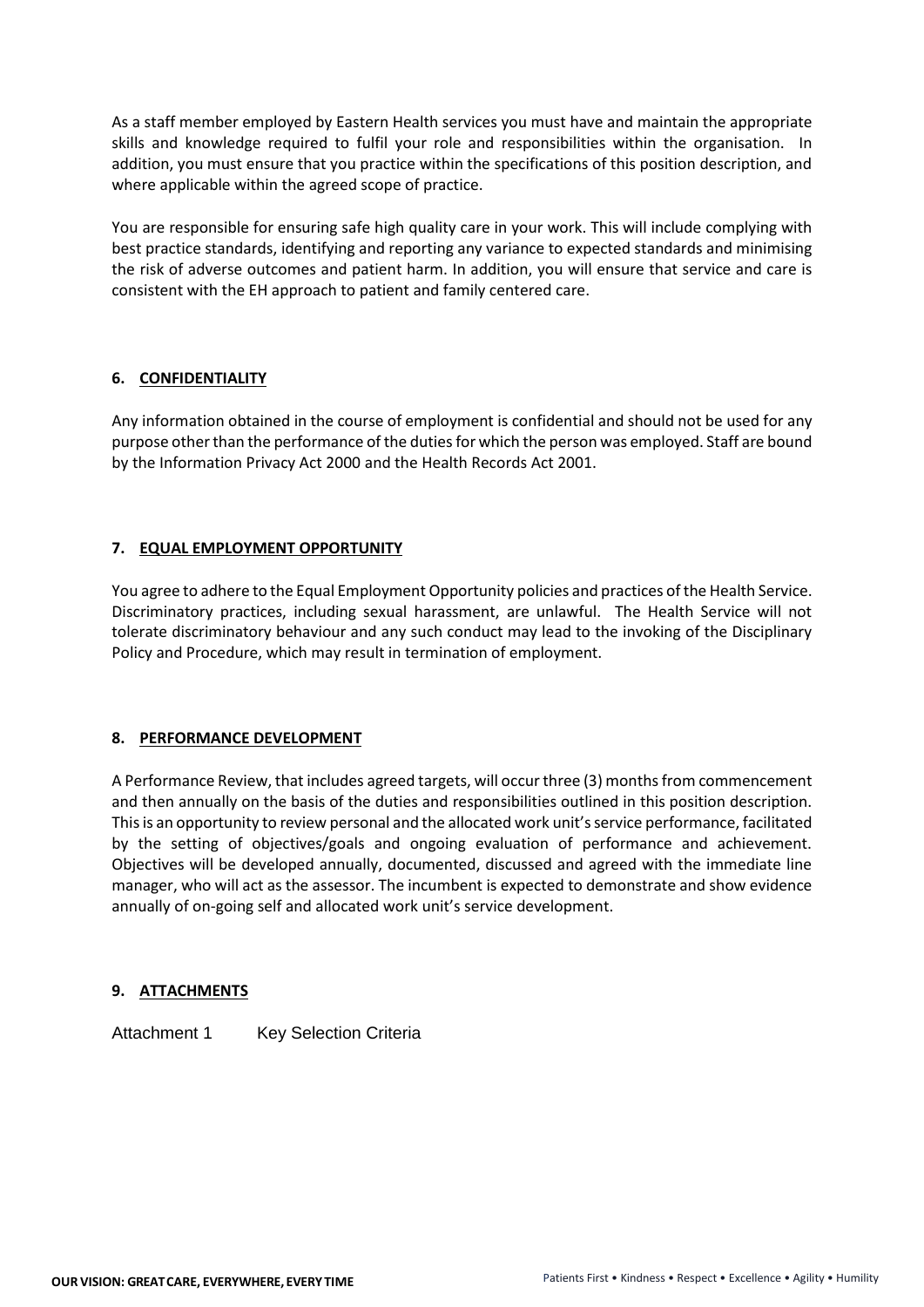As a staff member employed by Eastern Health services you must have and maintain the appropriate skills and knowledge required to fulfil your role and responsibilities within the organisation. In addition, you must ensure that you practice within the specifications of this position description, and where applicable within the agreed scope of practice.

You are responsible for ensuring safe high quality care in your work. This will include complying with best practice standards, identifying and reporting any variance to expected standards and minimising the risk of adverse outcomes and patient harm. In addition, you will ensure that service and care is consistent with the EH approach to patient and family centered care.

## 6. CONFIDENTIALITY

Any information obtained in the course of employment is confidential and should not be used for any purpose other than the performance of the duties for which the person was employed. Staff are bound by the Information Privacy Act 2000 and the Health Records Act 2001.

## 7. EQUAL EMPLOYMENT OPPORTUNITY

You agree to adhere to the Equal Employment Opportunity policies and practices of the Health Service. Discriminatory practices, including sexual harassment, are unlawful. The Health Service will not tolerate discriminatory behaviour and any such conduct may lead to the invoking of the Disciplinary Policy and Procedure, which may result in termination of employment.

## 8. PERFORMANCE DEVELOPMENT

A Performance Review, that includes agreed targets, will occur three (3) months from commencement and then annually on the basis of the duties and responsibilities outlined in this position description. This is an opportunity to review personal and the allocated work unit's service performance, facilitated by the setting of objectives/goals and ongoing evaluation of performance and achievement. Objectives will be developed annually, documented, discussed and agreed with the immediate line manager, who will act as the assessor. The incumbent is expected to demonstrate and show evidence annually of on-going self and allocated work unit's service development.

## 9. ATTACHMENTS

Attachment 1 Key Selection Criteria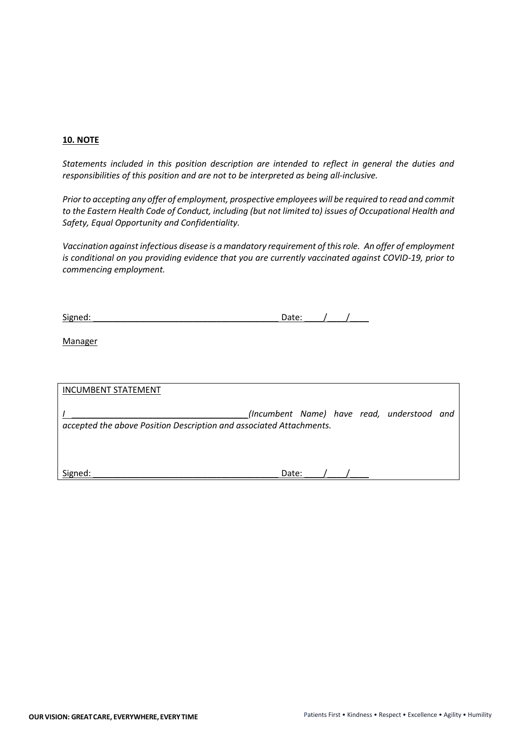**10. NOTE**

*Statements included in this position description are intended to reflect in general the duties and responsibilities of this position and are not to be interpreted as being all-inclusive.*

*Prior to accepting any offer of employment, prospective employees will be required to read and commit to the Eastern Health Code of Conduct, including (but not limited to) issues of Occupational Health and Safety, Equal Opportunity and Confidentiality.*

*Vaccination against infectious disease is a mandatory requirement of this role. An offer of employment is conditional on you providing evidence that you are currently vaccinated against COVID-19, prior to commencing employment.*

Signed: _______________________________________ Date: ____/____/____

Manager

INCUMBENT STATEMENT

*I ____________________________________(Incumbent Name) have read, understood and accepted the above Position Description and associated Attachments.*

Signed: _______________________________________ Date: ____/____/____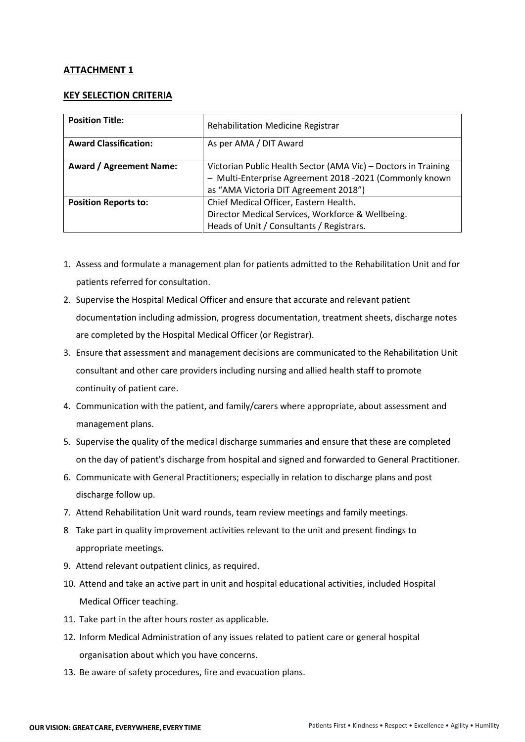**ATTACHMENT 1**

**KEY SELECTION CRITERIA**

| | |
|---|---|
| **Position Title:** | Rehabilitation Medicine Registrar |
| **Award Classification:** | As per AMA / DIT Award |
| **Award / Agreement Name:** | Victorian Public Health Sector (AMA Vic) – Doctors in Training – Multi-Enterprise Agreement 2018 -2021 (Commonly known as "AMA Victoria DIT Agreement 2018") |
| **Position Reports to:** | Chief Medical Officer, Eastern Health.<br>Director Medical Services, Workforce & Wellbeing.<br>Heads of Unit / Consultants / Registrars. |

1. Assess and formulate a management plan for patients admitted to the Rehabilitation Unit and for patients referred for consultation.
2. Supervise the Hospital Medical Officer and ensure that accurate and relevant patient documentation including admission, progress documentation, treatment sheets, discharge notes are completed by the Hospital Medical Officer (or Registrar).
3. Ensure that assessment and management decisions are communicated to the Rehabilitation Unit consultant and other care providers including nursing and allied health staff to promote continuity of patient care.
4. Communication with the patient, and family/carers where appropriate, about assessment and management plans.
5. Supervise the quality of the medical discharge summaries and ensure that these are completed on the day of patient's discharge from hospital and signed and forwarded to General Practitioner.
6. Communicate with General Practitioners; especially in relation to discharge plans and post discharge follow up.
7. Attend Rehabilitation Unit ward rounds, team review meetings and family meetings.
8. Take part in quality improvement activities relevant to the unit and present findings to appropriate meetings.
9. Attend relevant outpatient clinics, as required.
10. Attend and take an active part in unit and hospital educational activities, included Hospital Medical Officer teaching.
11. Take part in the after hours roster as applicable.
12. Inform Medical Administration of any issues related to patient care or general hospital organisation about which you have concerns.
13. Be aware of safety procedures, fire and evacuation plans.